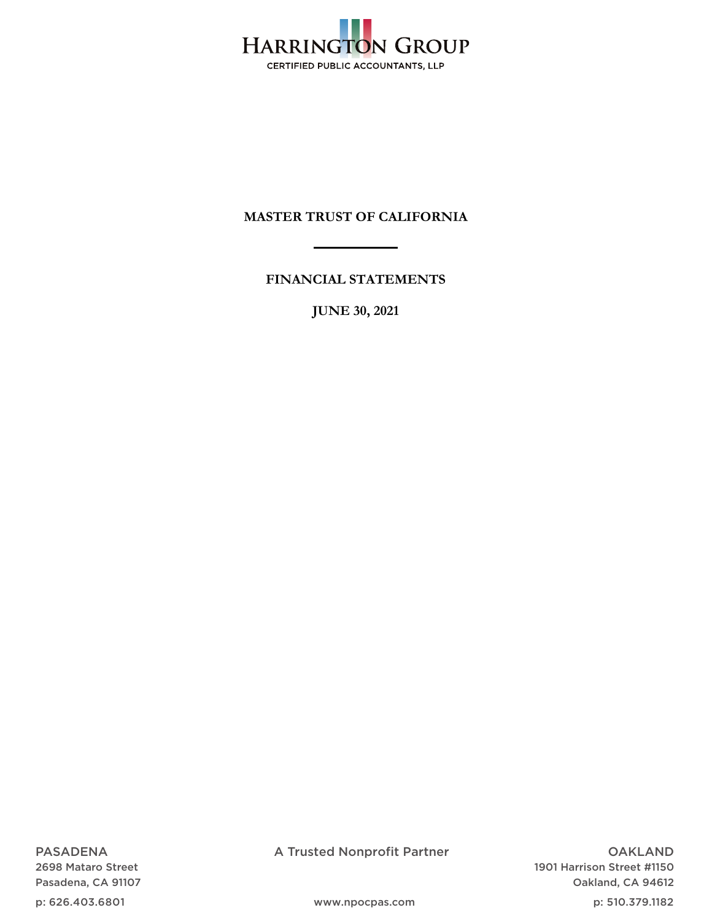HARRINGTON GROUP

CERTIFIED PUBLIC ACCOUNTANTS, LLP

# MASTER TRUST OF CALIFORNIA

## FINANCIAL STATEMENTS

## JUNE 30, 2021

PASADENA
2698 Mataro Street
Pasadena, CA 91107
p: 626.403.6801

A Trusted Nonprofit Partner

www.npocpas.com

OAKLAND
1901 Harrison Street #1150
Oakland, CA 94612
p: 510.379.1182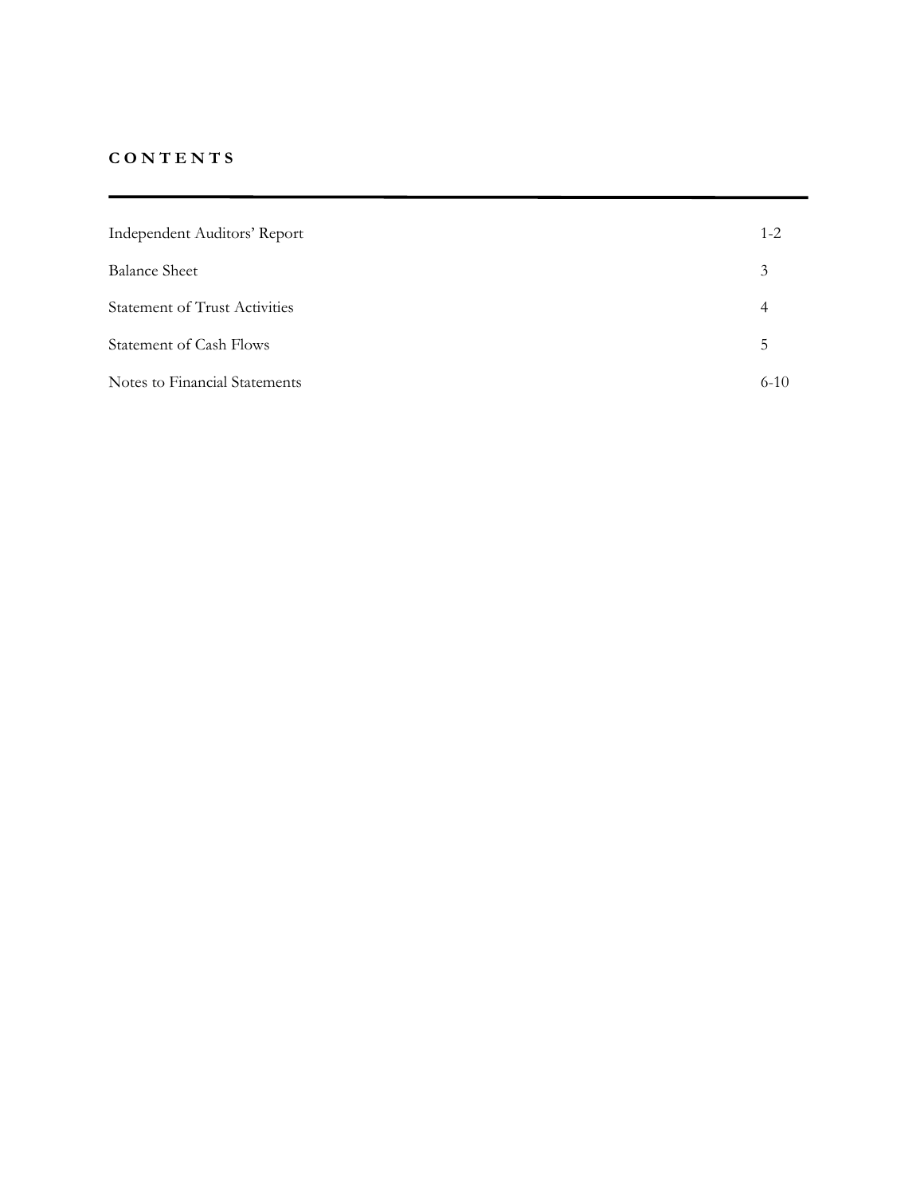# CONTENTS

| | |
|---|---|
| Independent Auditors' Report | 1-2 |
| Balance Sheet | 3 |
| Statement of Trust Activities | 4 |
| Statement of Cash Flows | 5 |
| Notes to Financial Statements | 6-10 |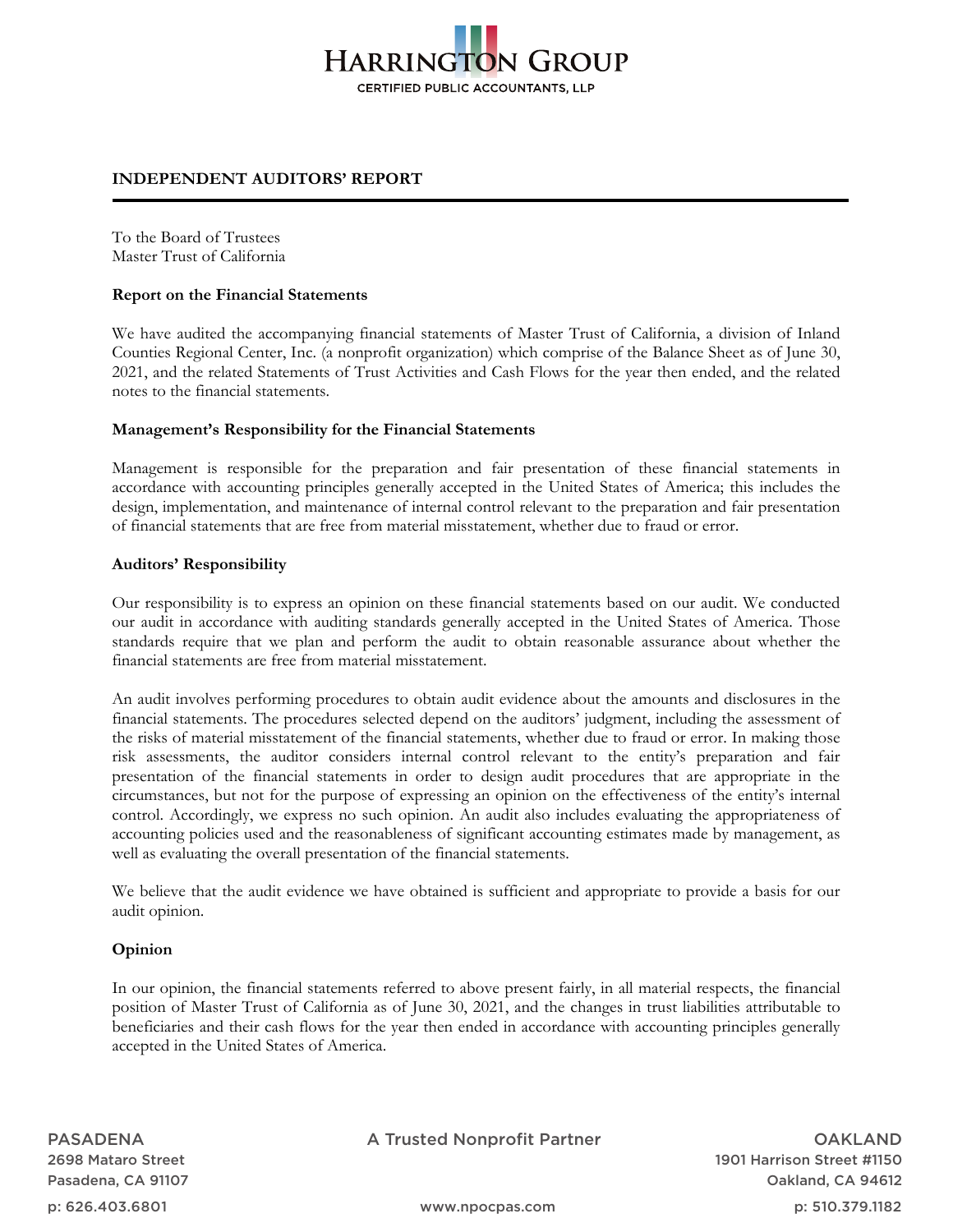# HARRINGTON GROUP

CERTIFIED PUBLIC ACCOUNTANTS, LLP

## INDEPENDENT AUDITORS' REPORT

To the Board of Trustees
Master Trust of California

### Report on the Financial Statements

We have audited the accompanying financial statements of Master Trust of California, a division of Inland Counties Regional Center, Inc. (a nonprofit organization) which comprise of the Balance Sheet as of June 30, 2021, and the related Statements of Trust Activities and Cash Flows for the year then ended, and the related notes to the financial statements.

### Management's Responsibility for the Financial Statements

Management is responsible for the preparation and fair presentation of these financial statements in accordance with accounting principles generally accepted in the United States of America; this includes the design, implementation, and maintenance of internal control relevant to the preparation and fair presentation of financial statements that are free from material misstatement, whether due to fraud or error.

### Auditors' Responsibility

Our responsibility is to express an opinion on these financial statements based on our audit. We conducted our audit in accordance with auditing standards generally accepted in the United States of America. Those standards require that we plan and perform the audit to obtain reasonable assurance about whether the financial statements are free from material misstatement.

An audit involves performing procedures to obtain audit evidence about the amounts and disclosures in the financial statements. The procedures selected depend on the auditors' judgment, including the assessment of the risks of material misstatement of the financial statements, whether due to fraud or error. In making those risk assessments, the auditor considers internal control relevant to the entity's preparation and fair presentation of the financial statements in order to design audit procedures that are appropriate in the circumstances, but not for the purpose of expressing an opinion on the effectiveness of the entity's internal control. Accordingly, we express no such opinion. An audit also includes evaluating the appropriateness of accounting policies used and the reasonableness of significant accounting estimates made by management, as well as evaluating the overall presentation of the financial statements.

We believe that the audit evidence we have obtained is sufficient and appropriate to provide a basis for our audit opinion.

### Opinion

In our opinion, the financial statements referred to above present fairly, in all material respects, the financial position of Master Trust of California as of June 30, 2021, and the changes in trust liabilities attributable to beneficiaries and their cash flows for the year then ended in accordance with accounting principles generally accepted in the United States of America.

PASADENA
2698 Mataro Street
Pasadena, CA 91107
p: 626.403.6801

A Trusted Nonprofit Partner
www.npocpas.com

OAKLAND
1901 Harrison Street #1150
Oakland, CA 94612
p: 510.379.1182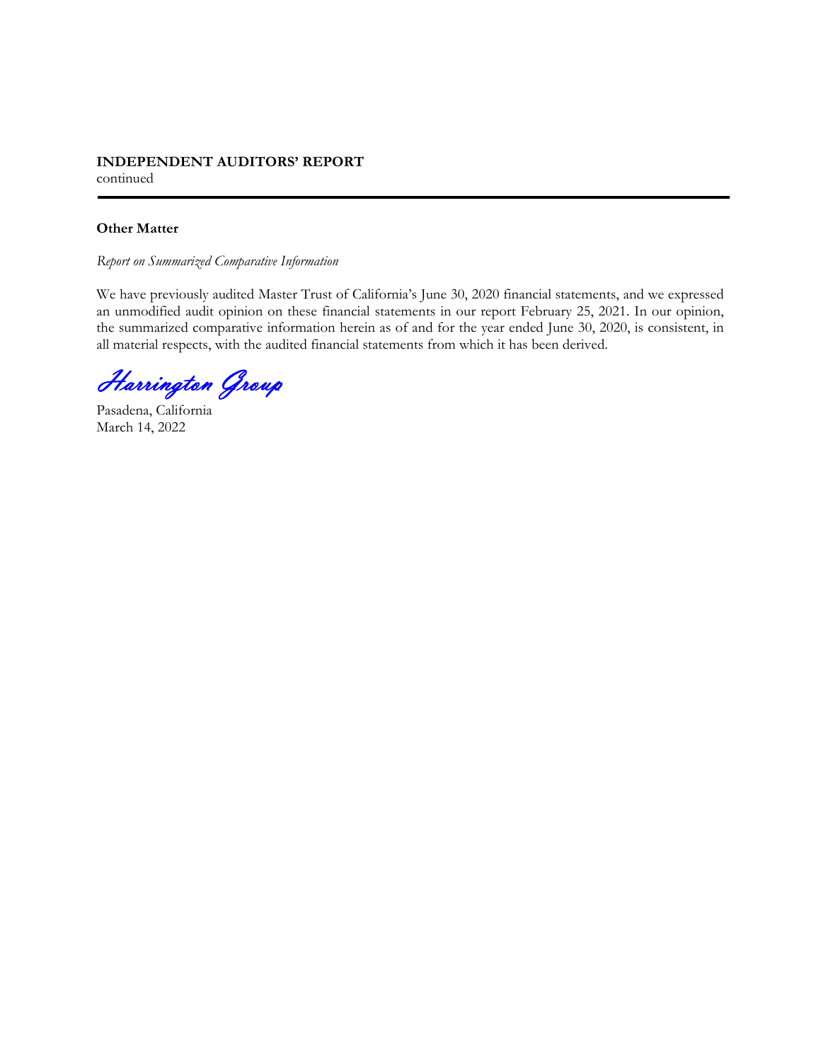**INDEPENDENT AUDITORS' REPORT**
continued

**Other Matter**

*Report on Summarized Comparative Information*

We have previously audited Master Trust of California's June 30, 2020 financial statements, and we expressed an unmodified audit opinion on these financial statements in our report February 25, 2021. In our opinion, the summarized comparative information herein as of and for the year ended June 30, 2020, is consistent, in all material respects, with the audited financial statements from which it has been derived.

*Harrington Group*

Pasadena, California
March 14, 2022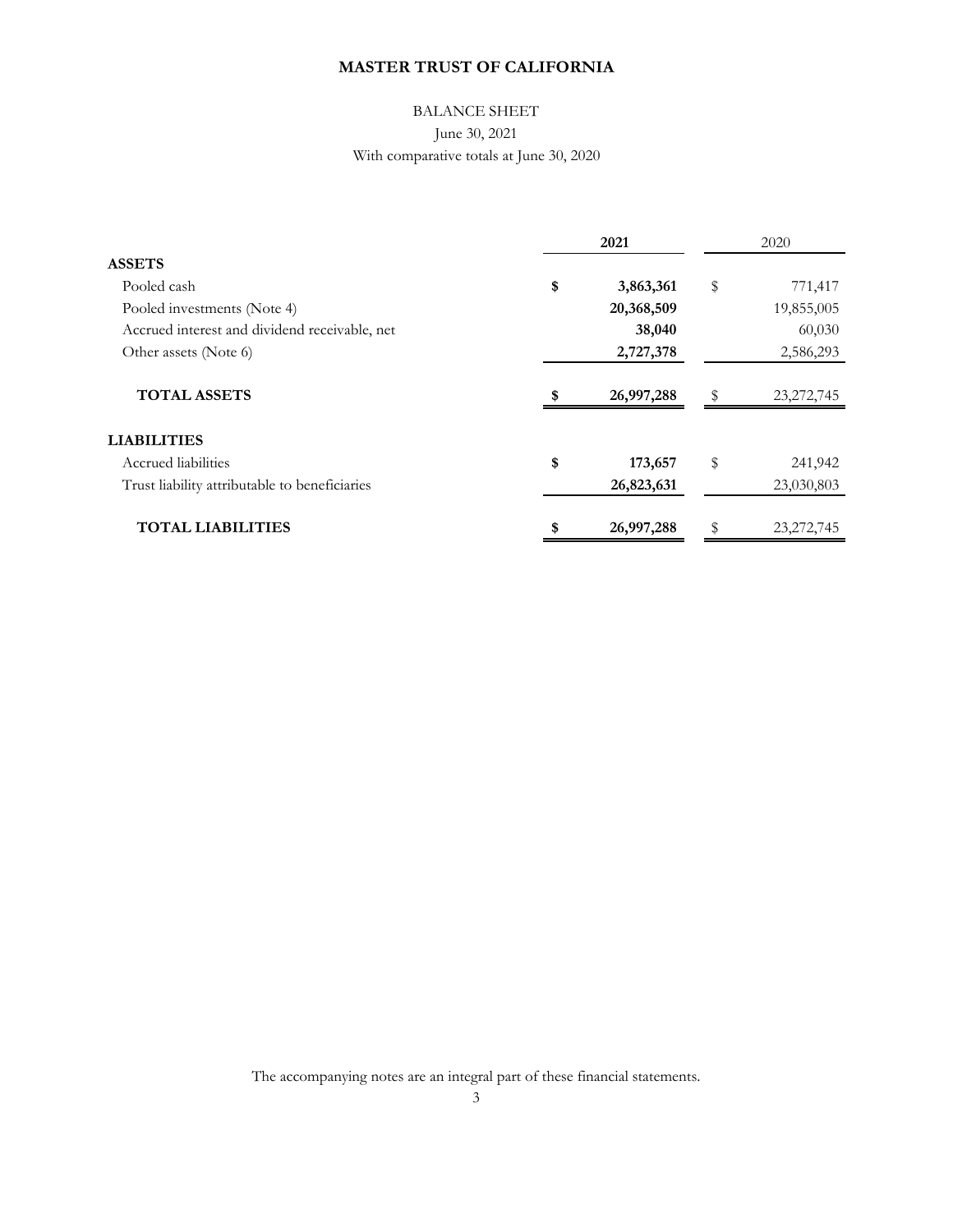# MASTER TRUST OF CALIFORNIA

BALANCE SHEET

June 30, 2021

With comparative totals at June 30, 2020

| | **2021** | 2020 |
|---|---|---|
| **ASSETS** | | |
| Pooled cash | **$ 3,863,361** | $ 771,417 |
| Pooled investments (Note 4) | **20,368,509** | 19,855,005 |
| Accrued interest and dividend receivable, net | **38,040** | 60,030 |
| Other assets (Note 6) | **2,727,378** | 2,586,293 |
| **TOTAL ASSETS** | **$ 26,997,288** | $ 23,272,745 |
| **LIABILITIES** | | |
| Accrued liabilities | **$ 173,657** | $ 241,942 |
| Trust liability attributable to beneficiaries | **26,823,631** | 23,030,803 |
| **TOTAL LIABILITIES** | **$ 26,997,288** | $ 23,272,745 |

The accompanying notes are an integral part of these financial statements.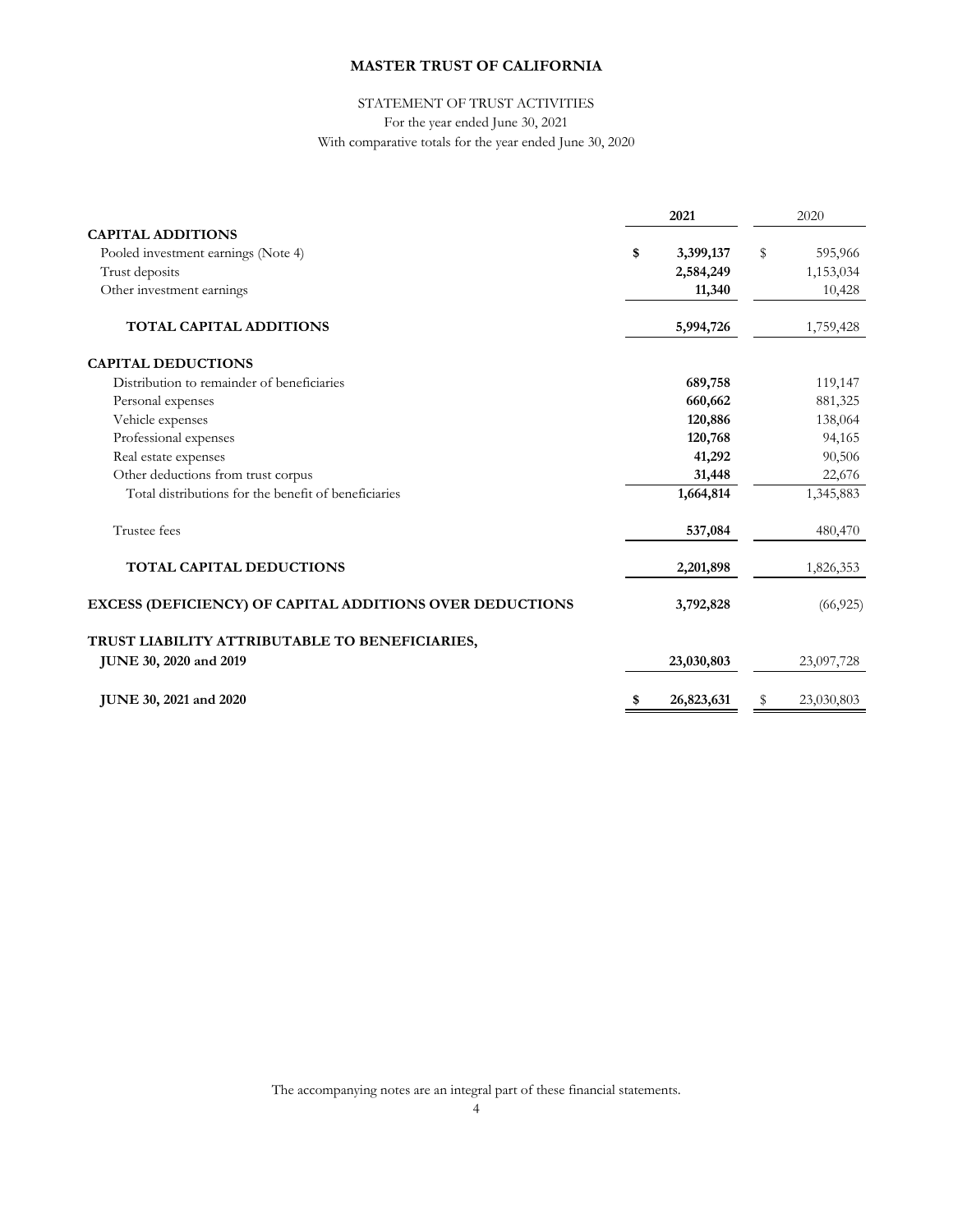# MASTER TRUST OF CALIFORNIA

STATEMENT OF TRUST ACTIVITIES

For the year ended June 30, 2021

With comparative totals for the year ended June 30, 2020

| | 2021 | 2020 |
|---|---|---|
| **CAPITAL ADDITIONS** | | |
| Pooled investment earnings (Note 4) | **$ 3,399,137** | $ 595,966 |
| Trust deposits | **2,584,249** | 1,153,034 |
| Other investment earnings | **11,340** | 10,428 |
| **TOTAL CAPITAL ADDITIONS** | **5,994,726** | 1,759,428 |
| **CAPITAL DEDUCTIONS** | | |
| Distribution to remainder of beneficiaries | **689,758** | 119,147 |
| Personal expenses | **660,662** | 881,325 |
| Vehicle expenses | **120,886** | 138,064 |
| Professional expenses | **120,768** | 94,165 |
| Real estate expenses | **41,292** | 90,506 |
| Other deductions from trust corpus | **31,448** | 22,676 |
| Total distributions for the benefit of beneficiaries | **1,664,814** | 1,345,883 |
| Trustee fees | **537,084** | 480,470 |
| **TOTAL CAPITAL DEDUCTIONS** | **2,201,898** | 1,826,353 |
| **EXCESS (DEFICIENCY) OF CAPITAL ADDITIONS OVER DEDUCTIONS** | **3,792,828** | (66,925) |
| **TRUST LIABILITY ATTRIBUTABLE TO BENEFICIARIES, JUNE 30, 2020 and 2019** | **23,030,803** | 23,097,728 |
| **JUNE 30, 2021 and 2020** | **$ 26,823,631** | $ 23,030,803 |

The accompanying notes are an integral part of these financial statements.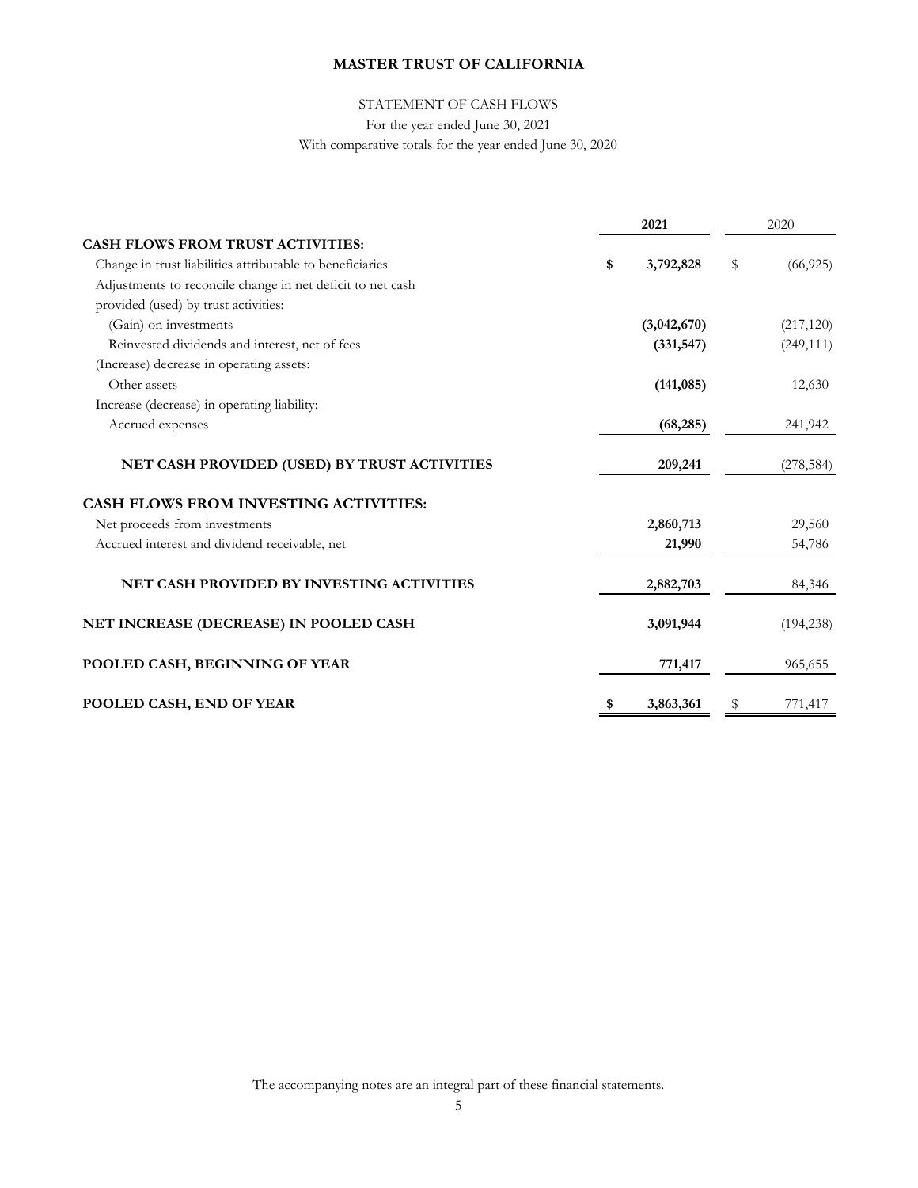# MASTER TRUST OF CALIFORNIA

STATEMENT OF CASH FLOWS

For the year ended June 30, 2021

With comparative totals for the year ended June 30, 2020

| | 2021 | 2020 |
|---|---|---|
| **CASH FLOWS FROM TRUST ACTIVITIES:** | | |
| Change in trust liabilities attributable to beneficiaries | **$ 3,792,828** | $ (66,925) |
| Adjustments to reconcile change in net deficit to net cash provided (used) by trust activities: | | |
| (Gain) on investments | **(3,042,670)** | (217,120) |
| Reinvested dividends and interest, net of fees | **(331,547)** | (249,111) |
| (Increase) decrease in operating assets: | | |
| Other assets | **(141,085)** | 12,630 |
| Increase (decrease) in operating liability: | | |
| Accrued expenses | **(68,285)** | 241,942 |
| **NET CASH PROVIDED (USED) BY TRUST ACTIVITIES** | **209,241** | (278,584) |
| **CASH FLOWS FROM INVESTING ACTIVITIES:** | | |
| Net proceeds from investments | **2,860,713** | 29,560 |
| Accrued interest and dividend receivable, net | **21,990** | 54,786 |
| **NET CASH PROVIDED BY INVESTING ACTIVITIES** | **2,882,703** | 84,346 |
| **NET INCREASE (DECREASE) IN POOLED CASH** | **3,091,944** | (194,238) |
| **POOLED CASH, BEGINNING OF YEAR** | **771,417** | 965,655 |
| **POOLED CASH, END OF YEAR** | **$ 3,863,361** | $ 771,417 |

The accompanying notes are an integral part of these financial statements.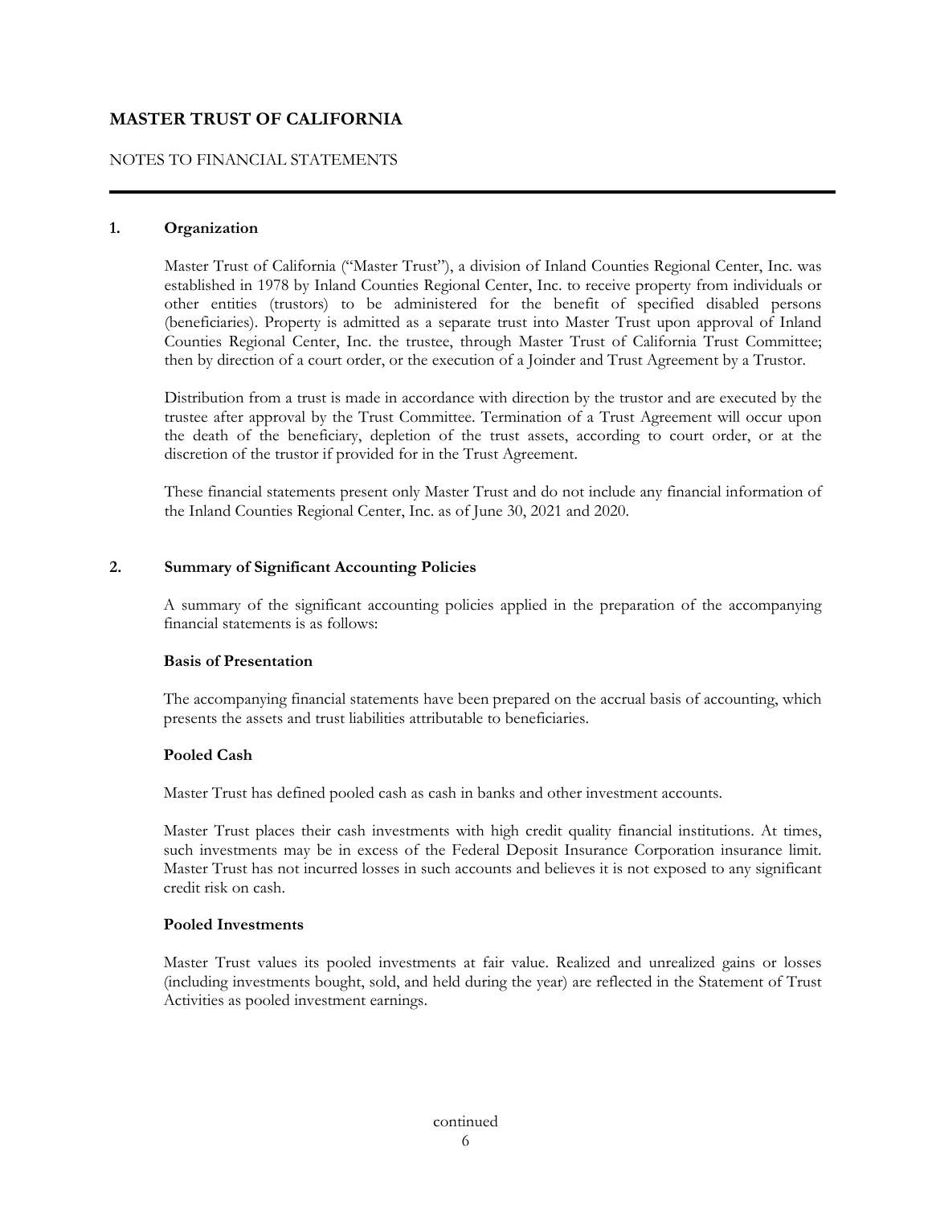# MASTER TRUST OF CALIFORNIA

NOTES TO FINANCIAL STATEMENTS

## 1. Organization

Master Trust of California ("Master Trust"), a division of Inland Counties Regional Center, Inc. was established in 1978 by Inland Counties Regional Center, Inc. to receive property from individuals or other entities (trustors) to be administered for the benefit of specified disabled persons (beneficiaries). Property is admitted as a separate trust into Master Trust upon approval of Inland Counties Regional Center, Inc. the trustee, through Master Trust of California Trust Committee; then by direction of a court order, or the execution of a Joinder and Trust Agreement by a Trustor.

Distribution from a trust is made in accordance with direction by the trustor and are executed by the trustee after approval by the Trust Committee. Termination of a Trust Agreement will occur upon the death of the beneficiary, depletion of the trust assets, according to court order, or at the discretion of the trustor if provided for in the Trust Agreement.

These financial statements present only Master Trust and do not include any financial information of the Inland Counties Regional Center, Inc. as of June 30, 2021 and 2020.

## 2. Summary of Significant Accounting Policies

A summary of the significant accounting policies applied in the preparation of the accompanying financial statements is as follows:

### Basis of Presentation

The accompanying financial statements have been prepared on the accrual basis of accounting, which presents the assets and trust liabilities attributable to beneficiaries.

### Pooled Cash

Master Trust has defined pooled cash as cash in banks and other investment accounts.

Master Trust places their cash investments with high credit quality financial institutions. At times, such investments may be in excess of the Federal Deposit Insurance Corporation insurance limit. Master Trust has not incurred losses in such accounts and believes it is not exposed to any significant credit risk on cash.

### Pooled Investments

Master Trust values its pooled investments at fair value. Realized and unrealized gains or losses (including investments bought, sold, and held during the year) are reflected in the Statement of Trust Activities as pooled investment earnings.

continued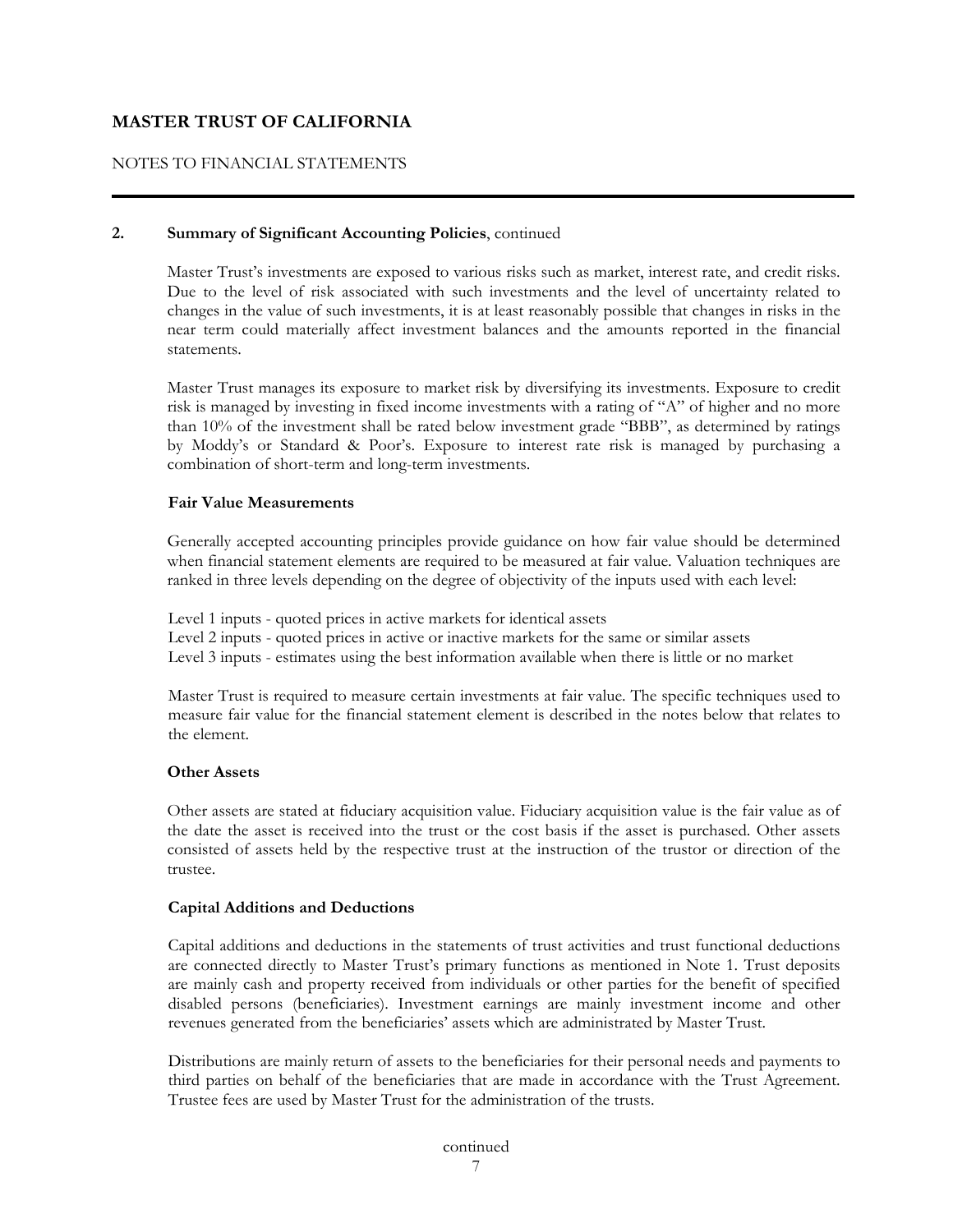# MASTER TRUST OF CALIFORNIA

NOTES TO FINANCIAL STATEMENTS

## 2. Summary of Significant Accounting Policies, continued

Master Trust's investments are exposed to various risks such as market, interest rate, and credit risks. Due to the level of risk associated with such investments and the level of uncertainty related to changes in the value of such investments, it is at least reasonably possible that changes in risks in the near term could materially affect investment balances and the amounts reported in the financial statements.

Master Trust manages its exposure to market risk by diversifying its investments. Exposure to credit risk is managed by investing in fixed income investments with a rating of "A" of higher and no more than 10% of the investment shall be rated below investment grade "BBB", as determined by ratings by Moddy's or Standard & Poor's. Exposure to interest rate risk is managed by purchasing a combination of short-term and long-term investments.

### Fair Value Measurements

Generally accepted accounting principles provide guidance on how fair value should be determined when financial statement elements are required to be measured at fair value. Valuation techniques are ranked in three levels depending on the degree of objectivity of the inputs used with each level:

Level 1 inputs - quoted prices in active markets for identical assets
Level 2 inputs - quoted prices in active or inactive markets for the same or similar assets
Level 3 inputs - estimates using the best information available when there is little or no market

Master Trust is required to measure certain investments at fair value. The specific techniques used to measure fair value for the financial statement element is described in the notes below that relates to the element.

### Other Assets

Other assets are stated at fiduciary acquisition value. Fiduciary acquisition value is the fair value as of the date the asset is received into the trust or the cost basis if the asset is purchased. Other assets consisted of assets held by the respective trust at the instruction of the trustor or direction of the trustee.

### Capital Additions and Deductions

Capital additions and deductions in the statements of trust activities and trust functional deductions are connected directly to Master Trust's primary functions as mentioned in Note 1. Trust deposits are mainly cash and property received from individuals or other parties for the benefit of specified disabled persons (beneficiaries). Investment earnings are mainly investment income and other revenues generated from the beneficiaries' assets which are administrated by Master Trust.

Distributions are mainly return of assets to the beneficiaries for their personal needs and payments to third parties on behalf of the beneficiaries that are made in accordance with the Trust Agreement. Trustee fees are used by Master Trust for the administration of the trusts.

continued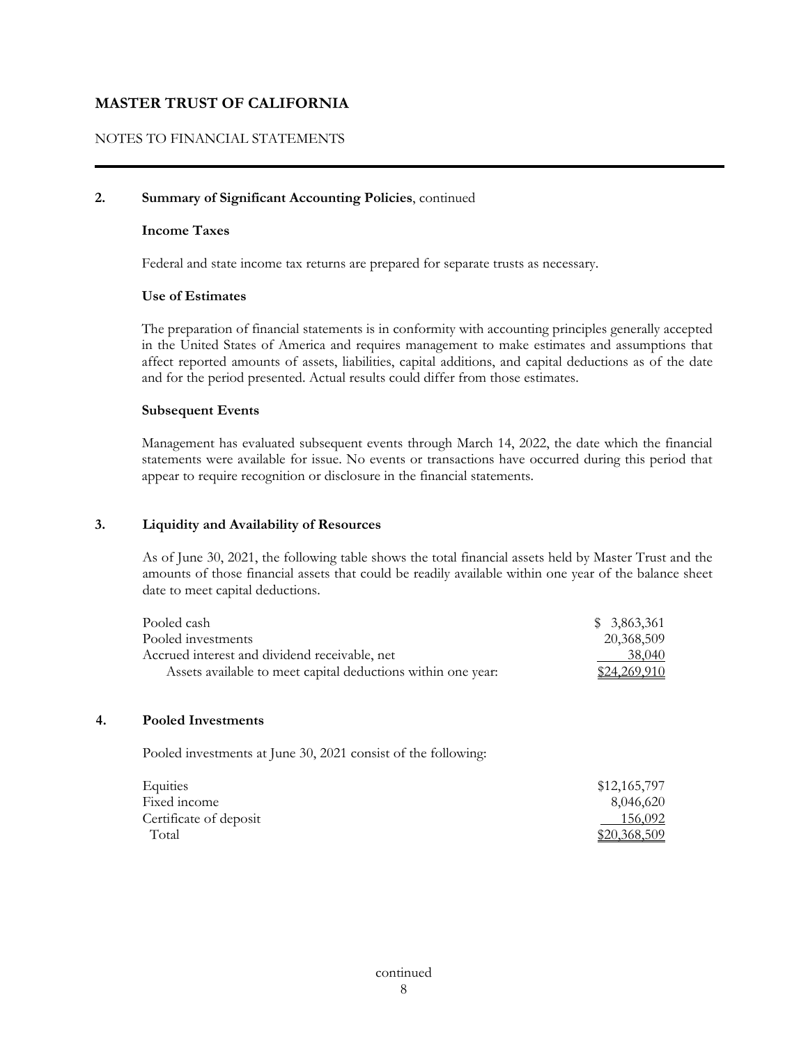# MASTER TRUST OF CALIFORNIA

NOTES TO FINANCIAL STATEMENTS

**2. Summary of Significant Accounting Policies**, continued

**Income Taxes**

Federal and state income tax returns are prepared for separate trusts as necessary.

**Use of Estimates**

The preparation of financial statements is in conformity with accounting principles generally accepted in the United States of America and requires management to make estimates and assumptions that affect reported amounts of assets, liabilities, capital additions, and capital deductions as of the date and for the period presented. Actual results could differ from those estimates.

**Subsequent Events**

Management has evaluated subsequent events through March 14, 2022, the date which the financial statements were available for issue. No events or transactions have occurred during this period that appear to require recognition or disclosure in the financial statements.

**3. Liquidity and Availability of Resources**

As of June 30, 2021, the following table shows the total financial assets held by Master Trust and the amounts of those financial assets that could be readily available within one year of the balance sheet date to meet capital deductions.

| | |
|---|---:|
| Pooled cash | $ 3,863,361 |
| Pooled investments | 20,368,509 |
| Accrued interest and dividend receivable, net | 38,040 |
| Assets available to meet capital deductions within one year: | $24,269,910 |

**4. Pooled Investments**

Pooled investments at June 30, 2021 consist of the following:

| | |
|---|---:|
| Equities | $12,165,797 |
| Fixed income | 8,046,620 |
| Certificate of deposit | 156,092 |
| Total | $20,368,509 |

continued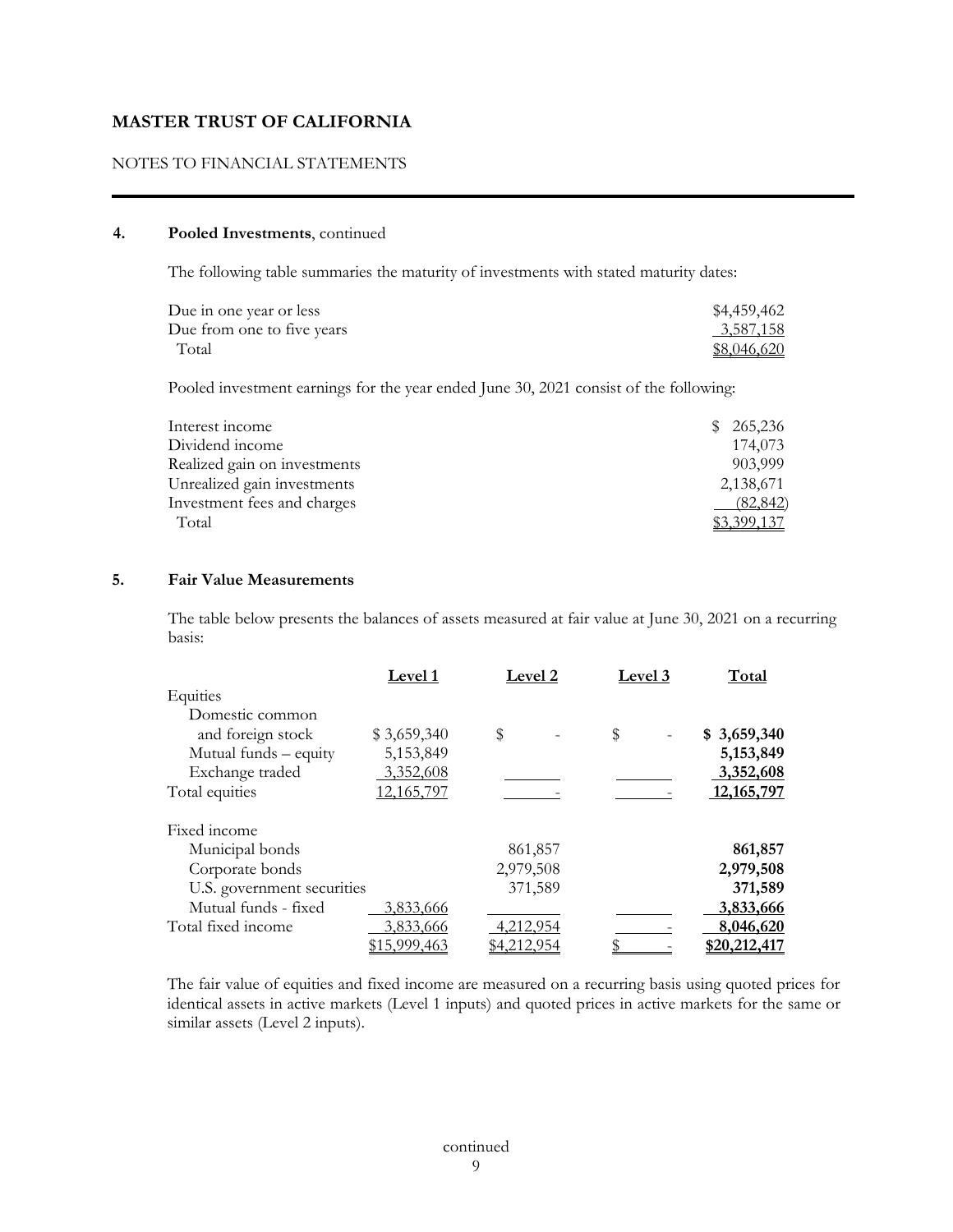# MASTER TRUST OF CALIFORNIA

NOTES TO FINANCIAL STATEMENTS

## 4. Pooled Investments, continued

The following table summaries the maturity of investments with stated maturity dates:

| | |
|---|---|
| Due in one year or less | $4,459,462 |
| Due from one to five years | 3,587,158 |
| Total | $8,046,620 |

Pooled investment earnings for the year ended June 30, 2021 consist of the following:

| | |
|---|---|
| Interest income | $ 265,236 |
| Dividend income | 174,073 |
| Realized gain on investments | 903,999 |
| Unrealized gain investments | 2,138,671 |
| Investment fees and charges | (82,842) |
| Total | $3,399,137 |

## 5. Fair Value Measurements

The table below presents the balances of assets measured at fair value at June 30, 2021 on a recurring basis:

| | Level 1 | Level 2 | Level 3 | Total |
|---|---|---|---|---|
| Equities | | | | |
| Domestic common and foreign stock | $ 3,659,340 | $ - | $ - | **$ 3,659,340** |
| Mutual funds – equity | 5,153,849 | | | **5,153,849** |
| Exchange traded | 3,352,608 | | | **3,352,608** |
| Total equities | 12,165,797 | - | - | **12,165,797** |
| Fixed income | | | | |
| Municipal bonds | | 861,857 | | **861,857** |
| Corporate bonds | | 2,979,508 | | **2,979,508** |
| U.S. government securities | | 371,589 | | **371,589** |
| Mutual funds - fixed | 3,833,666 | | | **3,833,666** |
| Total fixed income | 3,833,666 | 4,212,954 | - | **8,046,620** |
| | $15,999,463 | $4,212,954 | $ - | **$20,212,417** |

The fair value of equities and fixed income are measured on a recurring basis using quoted prices for identical assets in active markets (Level 1 inputs) and quoted prices in active markets for the same or similar assets (Level 2 inputs).

continued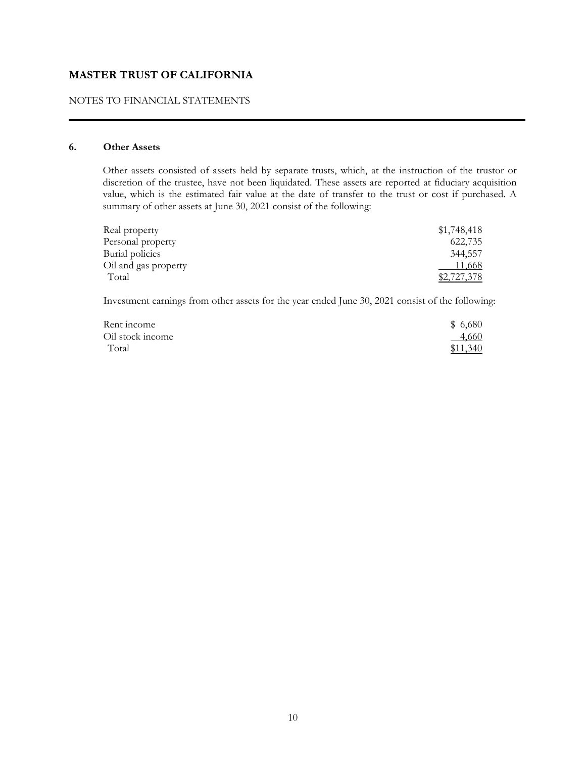# MASTER TRUST OF CALIFORNIA

NOTES TO FINANCIAL STATEMENTS

## 6. Other Assets

Other assets consisted of assets held by separate trusts, which, at the instruction of the trustor or discretion of the trustee, have not been liquidated. These assets are reported at fiduciary acquisition value, which is the estimated fair value at the date of transfer to the trust or cost if purchased. A summary of other assets at June 30, 2021 consist of the following:

| | |
|---|---|
| Real property | $1,748,418 |
| Personal property | 622,735 |
| Burial policies | 344,557 |
| Oil and gas property | 11,668 |
| Total | $2,727,378 |

Investment earnings from other assets for the year ended June 30, 2021 consist of the following:

| | |
|---|---|
| Rent income | $ 6,680 |
| Oil stock income | 4,660 |
| Total | $11,340 |